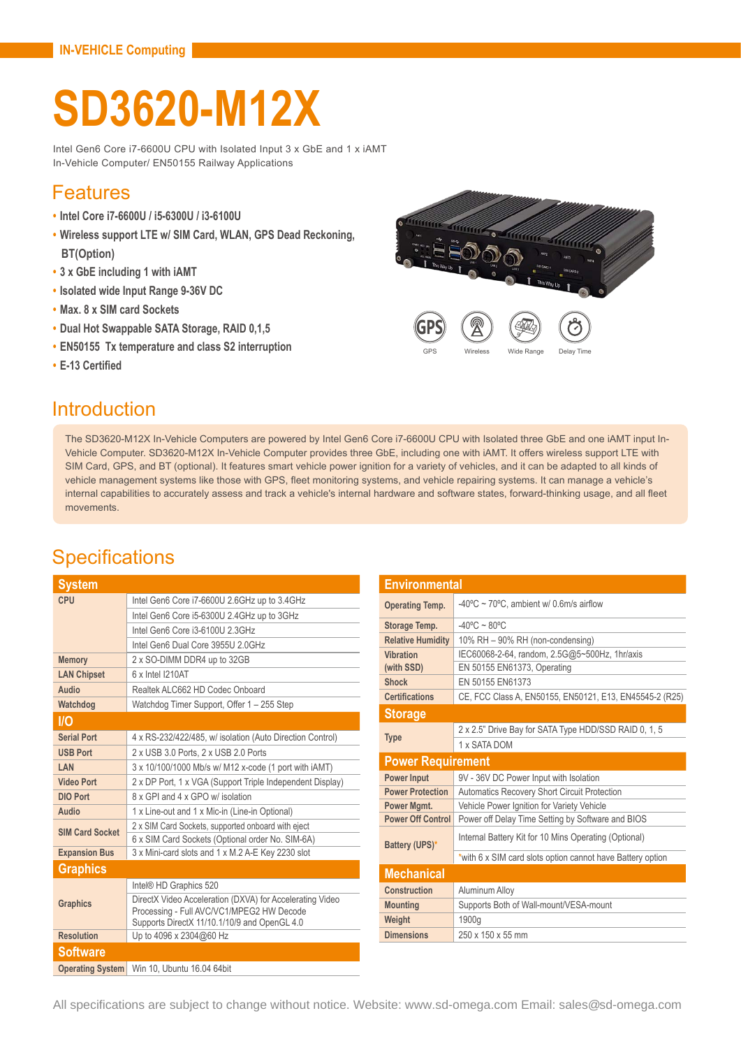IN-VEHICLE Computing

# SD3620-M12X

Intel Gen6 Core i7-6600U CPU with Isolated Input 3 x GbE and 1 x iAMT
In-Vehicle Computer/ EN50155 Railway Applications

## Features

- Intel Core i7-6600U / i5-6300U / i3-6100U
- Wireless support LTE w/ SIM Card, WLAN, GPS Dead Reckoning, BT(Option)
- 3 x GbE including 1 with iAMT
- Isolated wide Input Range 9-36V DC
- Max. 8 x SIM card Sockets
- Dual Hot Swappable SATA Storage, RAID 0,1,5
- EN50155 Tx temperature and class S2 interruption
- E-13 Certified

GPS | Wireless | Wide Range | Delay Time

## Introduction

The SD3620-M12X In-Vehicle Computers are powered by Intel Gen6 Core i7-6600U CPU with Isolated three GbE and one iAMT input In-Vehicle Computer. SD3620-M12X In-Vehicle Computer provides three GbE, including one with iAMT. It offers wireless support LTE with SIM Card, GPS, and BT (optional). It features smart vehicle power ignition for a variety of vehicles, and it can be adapted to all kinds of vehicle management systems like those with GPS, fleet monitoring systems, and vehicle repairing systems. It can manage a vehicle's internal capabilities to accurately assess and track a vehicle's internal hardware and software states, forward-thinking usage, and all fleet movements.

## Specifications

| System | |
|---|---|
| CPU | Intel Gen6 Core i7-6600U 2.6GHz up to 3.4GHz |
| | Intel Gen6 Core i5-6300U 2.4GHz up to 3GHz |
| | Intel Gen6 Core i3-6100U 2.3GHz |
| | Intel Gen6 Dual Core 3955U 2.0GHz |
| Memory | 2 x SO-DIMM DDR4 up to 32GB |
| LAN Chipset | 6 x Intel I210AT |
| Audio | Realtek ALC662 HD Codec Onboard |
| Watchdog | Watchdog Timer Support, Offer 1 – 255 Step |
| **I/O** | |
| Serial Port | 4 x RS-232/422/485, w/ isolation (Auto Direction Control) |
| USB Port | 2 x USB 3.0 Ports, 2 x USB 2.0 Ports |
| LAN | 3 x 10/100/1000 Mb/s w/ M12 x-code (1 port with iAMT) |
| Video Port | 2 x DP Port, 1 x VGA (Support Triple Independent Display) |
| DIO Port | 8 x GPI and 4 x GPO w/ isolation |
| Audio | 1 x Line-out and 1 x Mic-in (Line-in Optional) |
| SIM Card Socket | 2 x SIM Card Sockets, supported onboard with eject |
| | 6 x SIM Card Sockets (Optional order No. SIM-6A) |
| Expansion Bus | 3 x Mini-card slots and 1 x M.2 A-E Key 2230 slot |
| **Graphics** | |
| Graphics | Intel® HD Graphics 520 |
| | DirectX Video Acceleration (DXVA) for Accelerating Video Processing - Full AVC/VC1/MPEG2 HW Decode Supports DirectX 11/10.1/10/9 and OpenGL 4.0 |
| Resolution | Up to 4096 x 2304@60 Hz |
| **Software** | |
| Operating System | Win 10, Ubuntu 16.04 64bit |

| Environmental | |
|---|---|
| Operating Temp. | -40ºC ~ 70ºC, ambient w/ 0.6m/s airflow |
| Storage Temp. | -40ºC ~ 80ºC |
| Relative Humidity | 10% RH – 90% RH (non-condensing) |
| Vibration (with SSD) | IEC60068-2-64, random, 2.5G@5~500Hz, 1hr/axis |
| | EN 50155 EN61373, Operating |
| Shock | EN 50155 EN61373 |
| Certifications | CE, FCC Class A, EN50155, EN50121, E13, EN45545-2 (R25) |
| **Storage** | |
| Type | 2 x 2.5" Drive Bay for SATA Type HDD/SSD RAID 0, 1, 5 |
| | 1 x SATA DOM |
| **Power Requirement** | |
| Power Input | 9V - 36V DC Power Input with Isolation |
| Power Protection | Automatics Recovery Short Circuit Protection |
| Power Mgmt. | Vehicle Power Ignition for Variety Vehicle |
| Power Off Control | Power off Delay Time Setting by Software and BIOS |
| Battery (UPS)* | Internal Battery Kit for 10 Mins Operating (Optional) |
| | *with 6 x SIM card slots option cannot have Battery option |
| **Mechanical** | |
| Construction | Aluminum Alloy |
| Mounting | Supports Both of Wall-mount/VESA-mount |
| Weight | 1900g |
| Dimensions | 250 x 150 x 55 mm |

All specifications are subject to change without notice. Website: www.sd-omega.com Email: sales@sd-omega.com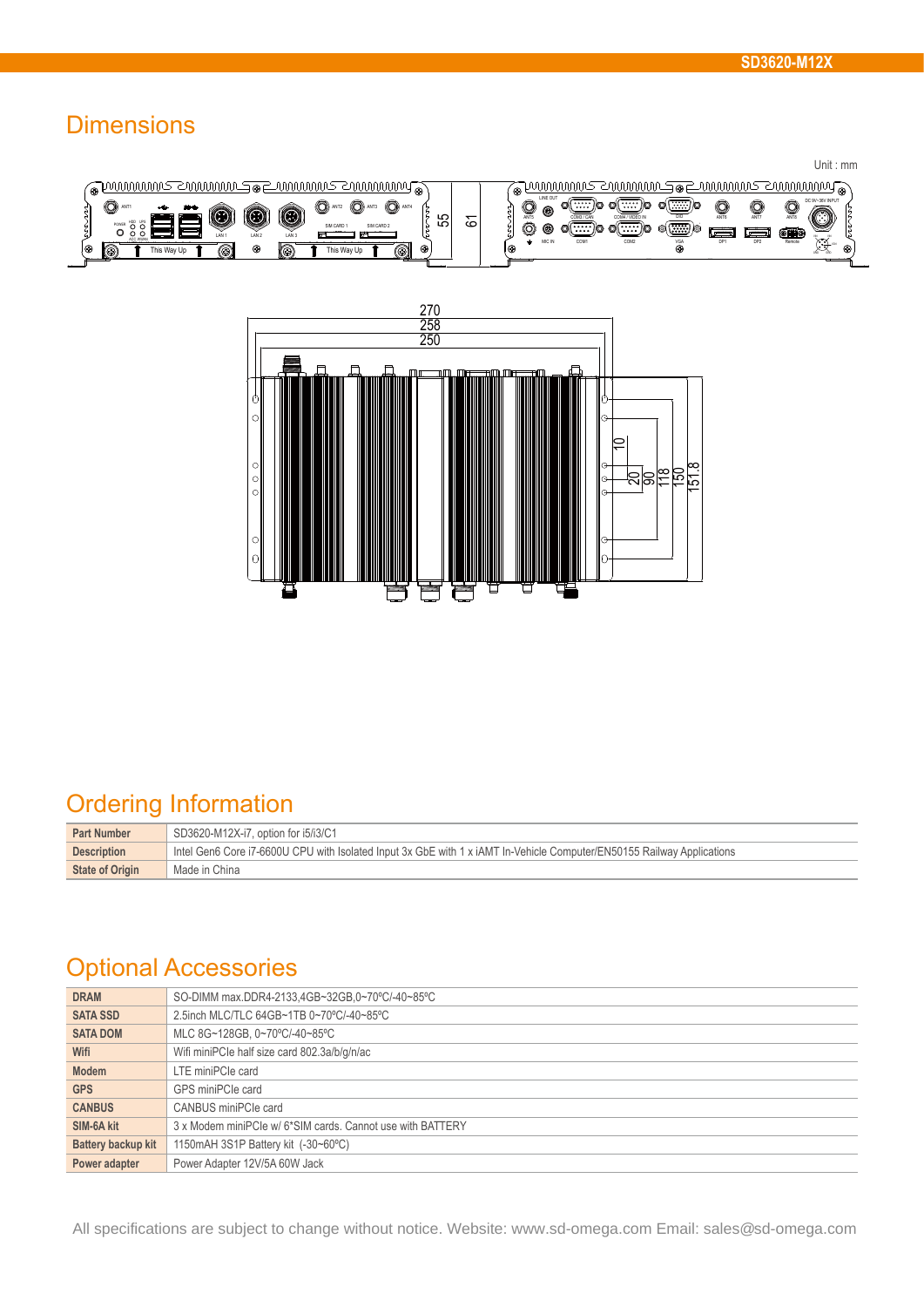## Dimensions

Unit : mm

55
61

270
258
250

10
20
90
118
150
151.8

## Ordering Information

| | |
|---|---|
| **Part Number** | SD3620-M12X-i7, option for i5/i3/C1 |
| **Description** | Intel Gen6 Core i7-6600U CPU with Isolated Input 3x GbE with 1 x iAMT In-Vehicle Computer/EN50155 Railway Applications |
| **State of Origin** | Made in China |

## Optional Accessories

| | |
|---|---|
| **DRAM** | SO-DIMM max.DDR4-2133,4GB~32GB,0~70ºC/-40~85ºC |
| **SATA SSD** | 2.5inch MLC/TLC 64GB~1TB 0~70ºC/-40~85ºC |
| **SATA DOM** | MLC 8G~128GB, 0~70ºC/-40~85ºC |
| **Wifi** | Wifi miniPCIe half size card 802.3a/b/g/n/ac |
| **Modem** | LTE miniPCIe card |
| **GPS** | GPS miniPCIe card |
| **CANBUS** | CANBUS miniPCIe card |
| **SIM-6A kit** | 3 x Modem miniPCIe w/ 6*SIM cards. Cannot use with BATTERY |
| **Battery backup kit** | 1150mAH 3S1P Battery kit (-30~60ºC) |
| **Power adapter** | Power Adapter 12V/5A 60W Jack |

All specifications are subject to change without notice. Website: www.sd-omega.com Email: sales@sd-omega.com